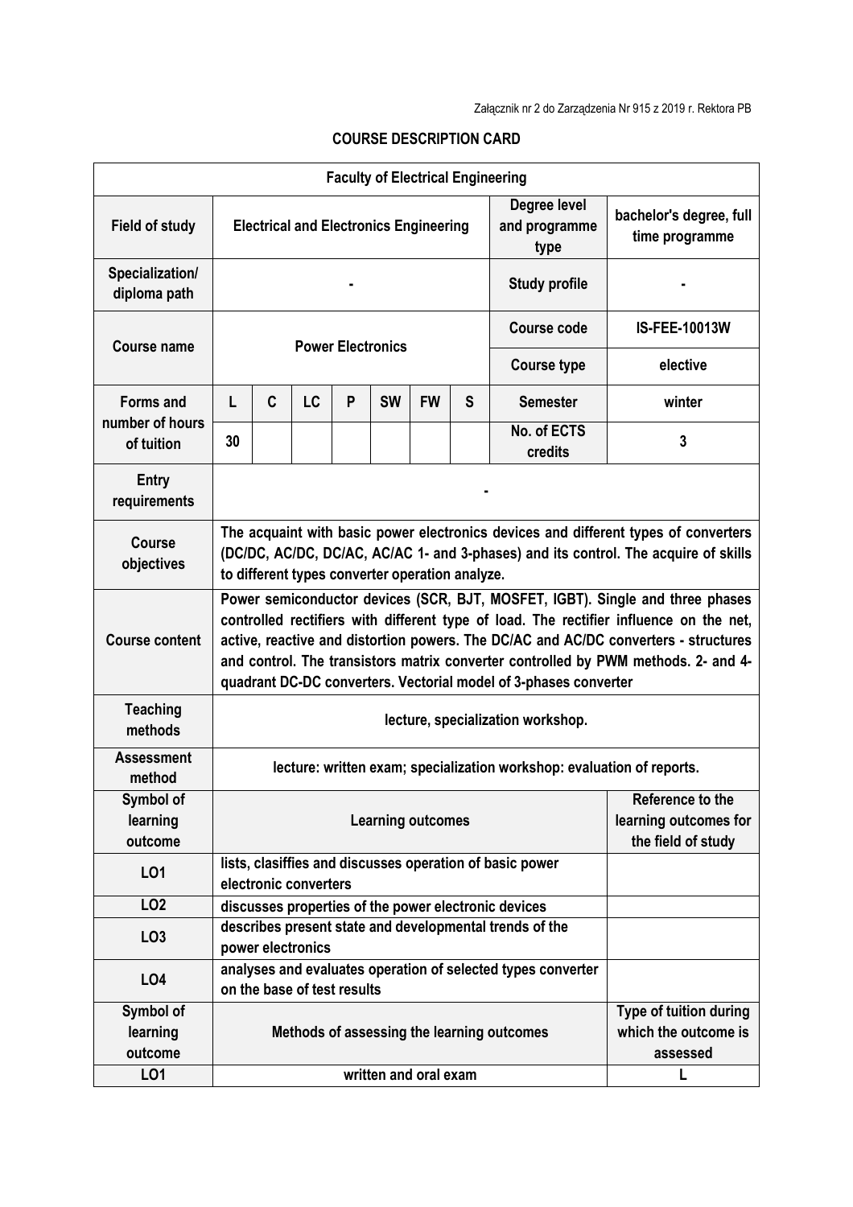Załącznik nr 2 do Zarządzenia Nr 915 z 2019 r. Rektora PB

## COURSE DESCRIPTION CARD

| Faculty of Electrical Engineering | | | | | | | | | |
|---|---|---|---|---|---|---|---|---|---|
| **Field of study** | **Electrical and Electronics Engineering** | | | | | | | **Degree level and programme type** | **bachelor's degree, full time programme** |
| **Specialization/ diploma path** | **-** | | | | | | | **Study profile** | **-** |
| **Course name** | **Power Electronics** | | | | | | | **Course code** | **IS-FEE-10013W** |
| | | | | | | | | **Course type** | **elective** |
| **Forms and number of hours of tuition** | **L** | **C** | **LC** | **P** | **SW** | **FW** | **S** | **Semester** | **winter** |
| | **30** | | | | | | | **No. of ECTS credits** | **3** |
| **Entry requirements** | **-** | | | | | | | | |
| **Course objectives** | **The acquaint with basic power electronics devices and different types of converters (DC/DC, AC/DC, DC/AC, AC/AC 1- and 3-phases) and its control. The acquire of skills to different types converter operation analyze.** | | | | | | | | |
| **Course content** | **Power semiconductor devices (SCR, BJT, MOSFET, IGBT). Single and three phases controlled rectifiers with different type of load. The rectifier influence on the net, active, reactive and distortion powers. The DC/AC and AC/DC converters - structures and control. The transistors matrix converter controlled by PWM methods. 2- and 4-quadrant DC-DC converters. Vectorial model of 3-phases converter** | | | | | | | | |
| **Teaching methods** | **lecture, specialization workshop.** | | | | | | | | |
| **Assessment method** | **lecture: written exam; specialization workshop: evaluation of reports.** | | | | | | | | |
| **Symbol of learning outcome** | **Learning outcomes** | | | | | | | | **Reference to the learning outcomes for the field of study** |
| **LO1** | **lists, clasiffies and discusses operation of basic power electronic converters** | | | | | | | | |
| **LO2** | **discusses properties of the power electronic devices** | | | | | | | | |
| **LO3** | **describes present state and developmental trends of the power electronics** | | | | | | | | |
| **LO4** | **analyses and evaluates operation of selected types converter on the base of test results** | | | | | | | | |
| **Symbol of learning outcome** | **Methods of assessing the learning outcomes** | | | | | | | | **Type of tuition during which the outcome is assessed** |
| **LO1** | **written and oral exam** | | | | | | | | **L** |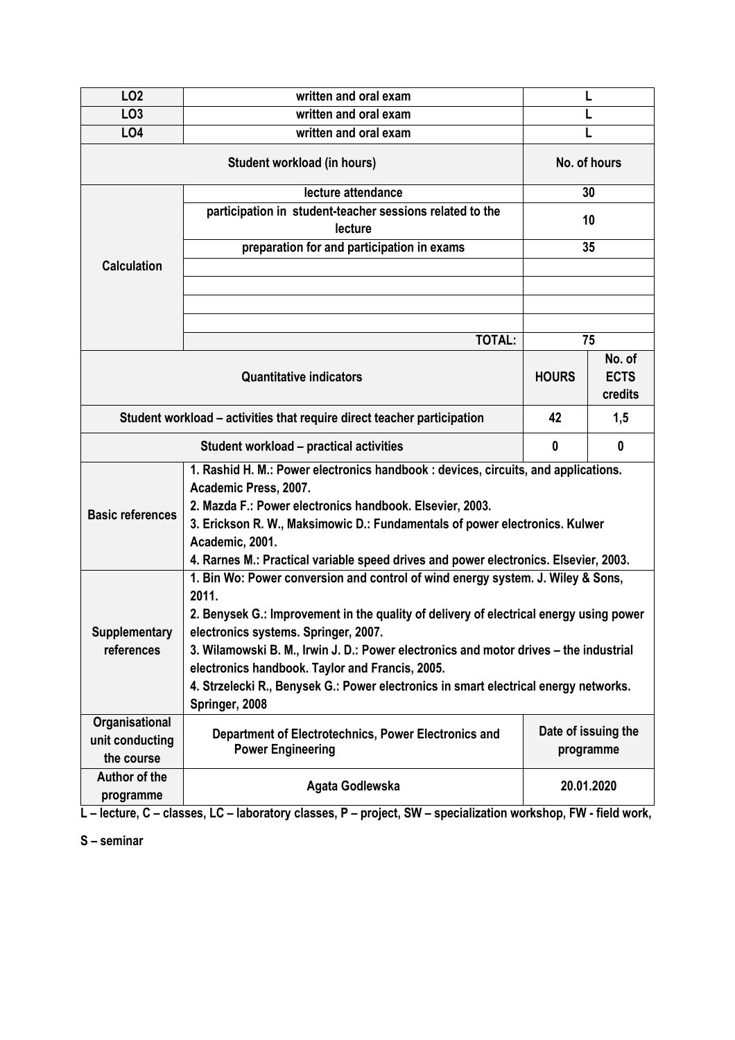| | | | |
|---|---|---|---|
| **LO2** | **written and oral exam** | **L** | |
| **LO3** | **written and oral exam** | **L** | |
| **LO4** | **written and oral exam** | **L** | |
| **Student workload (in hours)** | | **No. of hours** | |
| **Calculation** | **lecture attendance** | **30** | |
| | **participation in student-teacher sessions related to the lecture** | **10** | |
| | **preparation for and participation in exams** | **35** | |
| | | | |
| | | | |
| | | | |
| | | | |
| | **TOTAL:** | **75** | |
| **Quantitative indicators** | | **HOURS** | **No. of ECTS credits** |
| **Student workload – activities that require direct teacher participation** | | **42** | **1,5** |
| **Student workload – practical activities** | | **0** | **0** |
| **Basic references** | **1. Rashid H. M.: Power electronics handbook : devices, circuits, and applications. Academic Press, 2007.**<br>**2. Mazda F.: Power electronics handbook. Elsevier, 2003.**<br>**3. Erickson R. W., Maksimowic D.: Fundamentals of power electronics. Kulwer Academic, 2001.**<br>**4. Rarnes M.: Practical variable speed drives and power electronics. Elsevier, 2003.** | | |
| **Supplementary references** | **1. Bin Wo: Power conversion and control of wind energy system. J. Wiley & Sons, 2011.**<br>**2. Benysek G.: Improvement in the quality of delivery of electrical energy using power electronics systems. Springer, 2007.**<br>**3. Wilamowski B. M., Irwin J. D.: Power electronics and motor drives – the industrial electronics handbook. Taylor and Francis, 2005.**<br>**4. Strzelecki R., Benysek G.: Power electronics in smart electrical energy networks. Springer, 2008** | | |
| **Organisational unit conducting the course** | **Department of Electrotechnics, Power Electronics and Power Engineering** | **Date of issuing the programme** | |
| **Author of the programme** | **Agata Godlewska** | **20.01.2020** | |

**L – lecture, C – classes, LC – laboratory classes, P – project, SW – specialization workshop, FW - field work, S – seminar**